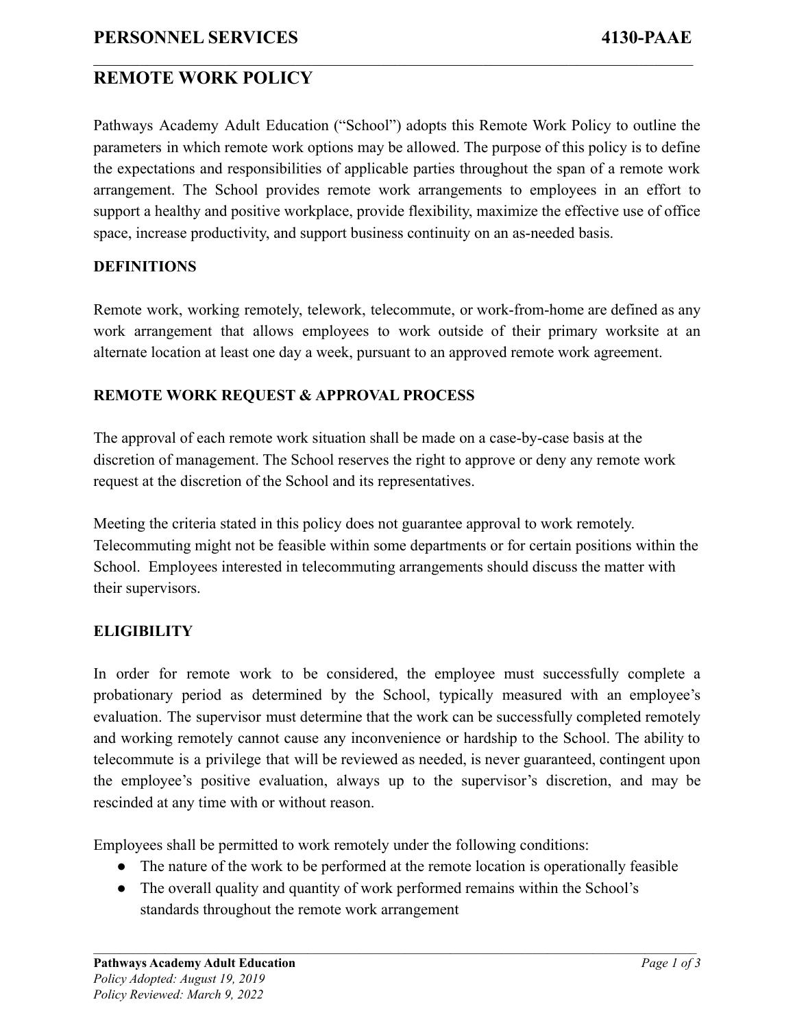**PERSONNEL SERVICES 4130-PAAE**

# REMOTE WORK POLICY

Pathways Academy Adult Education ("School") adopts this Remote Work Policy to outline the parameters in which remote work options may be allowed. The purpose of this policy is to define the expectations and responsibilities of applicable parties throughout the span of a remote work arrangement. The School provides remote work arrangements to employees in an effort to support a healthy and positive workplace, provide flexibility, maximize the effective use of office space, increase productivity, and support business continuity on an as-needed basis.

## DEFINITIONS

Remote work, working remotely, telework, telecommute, or work-from-home are defined as any work arrangement that allows employees to work outside of their primary worksite at an alternate location at least one day a week, pursuant to an approved remote work agreement.

## REMOTE WORK REQUEST & APPROVAL PROCESS

The approval of each remote work situation shall be made on a case-by-case basis at the discretion of management. The School reserves the right to approve or deny any remote work request at the discretion of the School and its representatives.

Meeting the criteria stated in this policy does not guarantee approval to work remotely. Telecommuting might not be feasible within some departments or for certain positions within the School. Employees interested in telecommuting arrangements should discuss the matter with their supervisors.

## ELIGIBILITY

In order for remote work to be considered, the employee must successfully complete a probationary period as determined by the School, typically measured with an employee's evaluation. The supervisor must determine that the work can be successfully completed remotely and working remotely cannot cause any inconvenience or hardship to the School. The ability to telecommute is a privilege that will be reviewed as needed, is never guaranteed, contingent upon the employee's positive evaluation, always up to the supervisor's discretion, and may be rescinded at any time with or without reason.

Employees shall be permitted to work remotely under the following conditions:

- The nature of the work to be performed at the remote location is operationally feasible
- The overall quality and quantity of work performed remains within the School's standards throughout the remote work arrangement

**Pathways Academy Adult Education**
*Policy Adopted: August 19, 2019*
*Policy Reviewed: March 9, 2022*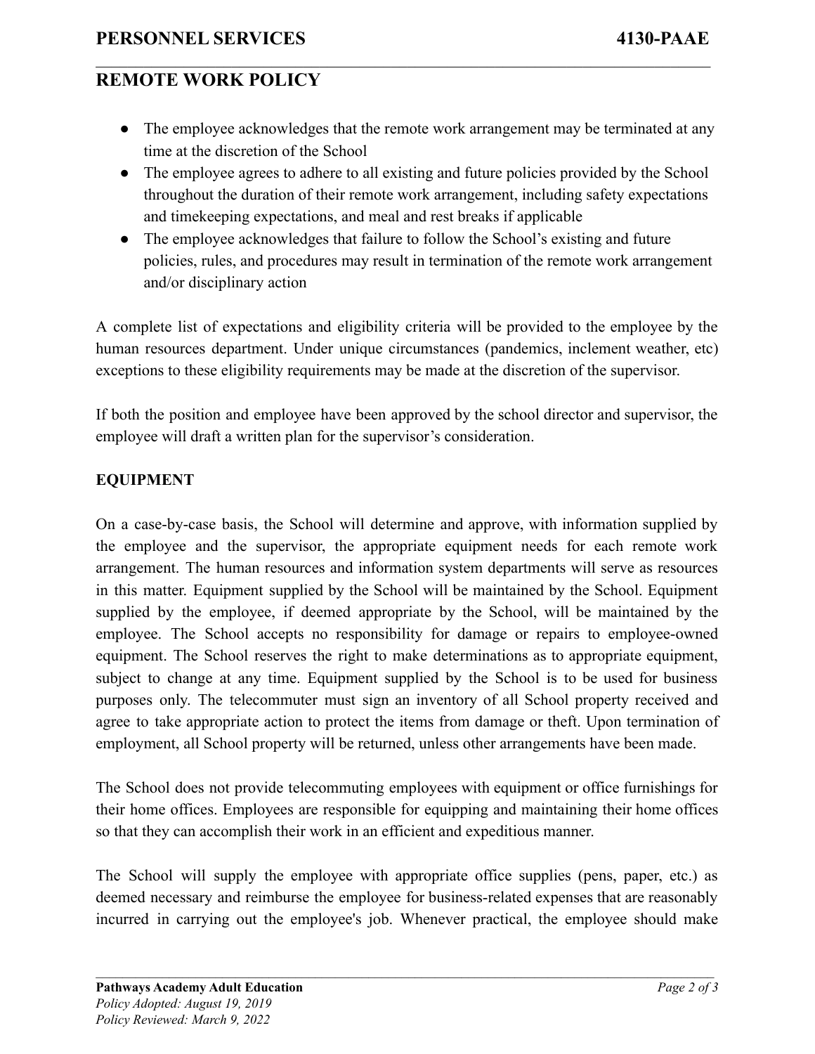- The employee acknowledges that the remote work arrangement may be terminated at any time at the discretion of the School
- The employee agrees to adhere to all existing and future policies provided by the School throughout the duration of their remote work arrangement, including safety expectations and timekeeping expectations, and meal and rest breaks if applicable
- The employee acknowledges that failure to follow the School's existing and future policies, rules, and procedures may result in termination of the remote work arrangement and/or disciplinary action

A complete list of expectations and eligibility criteria will be provided to the employee by the human resources department. Under unique circumstances (pandemics, inclement weather, etc) exceptions to these eligibility requirements may be made at the discretion of the supervisor.

If both the position and employee have been approved by the school director and supervisor, the employee will draft a written plan for the supervisor's consideration.

**EQUIPMENT**

On a case-by-case basis, the School will determine and approve, with information supplied by the employee and the supervisor, the appropriate equipment needs for each remote work arrangement. The human resources and information system departments will serve as resources in this matter. Equipment supplied by the School will be maintained by the School. Equipment supplied by the employee, if deemed appropriate by the School, will be maintained by the employee. The School accepts no responsibility for damage or repairs to employee-owned equipment. The School reserves the right to make determinations as to appropriate equipment, subject to change at any time. Equipment supplied by the School is to be used for business purposes only. The telecommuter must sign an inventory of all School property received and agree to take appropriate action to protect the items from damage or theft. Upon termination of employment, all School property will be returned, unless other arrangements have been made.

The School does not provide telecommuting employees with equipment or office furnishings for their home offices. Employees are responsible for equipping and maintaining their home offices so that they can accomplish their work in an efficient and expeditious manner.

The School will supply the employee with appropriate office supplies (pens, paper, etc.) as deemed necessary and reimburse the employee for business-related expenses that are reasonably incurred in carrying out the employee's job. Whenever practical, the employee should make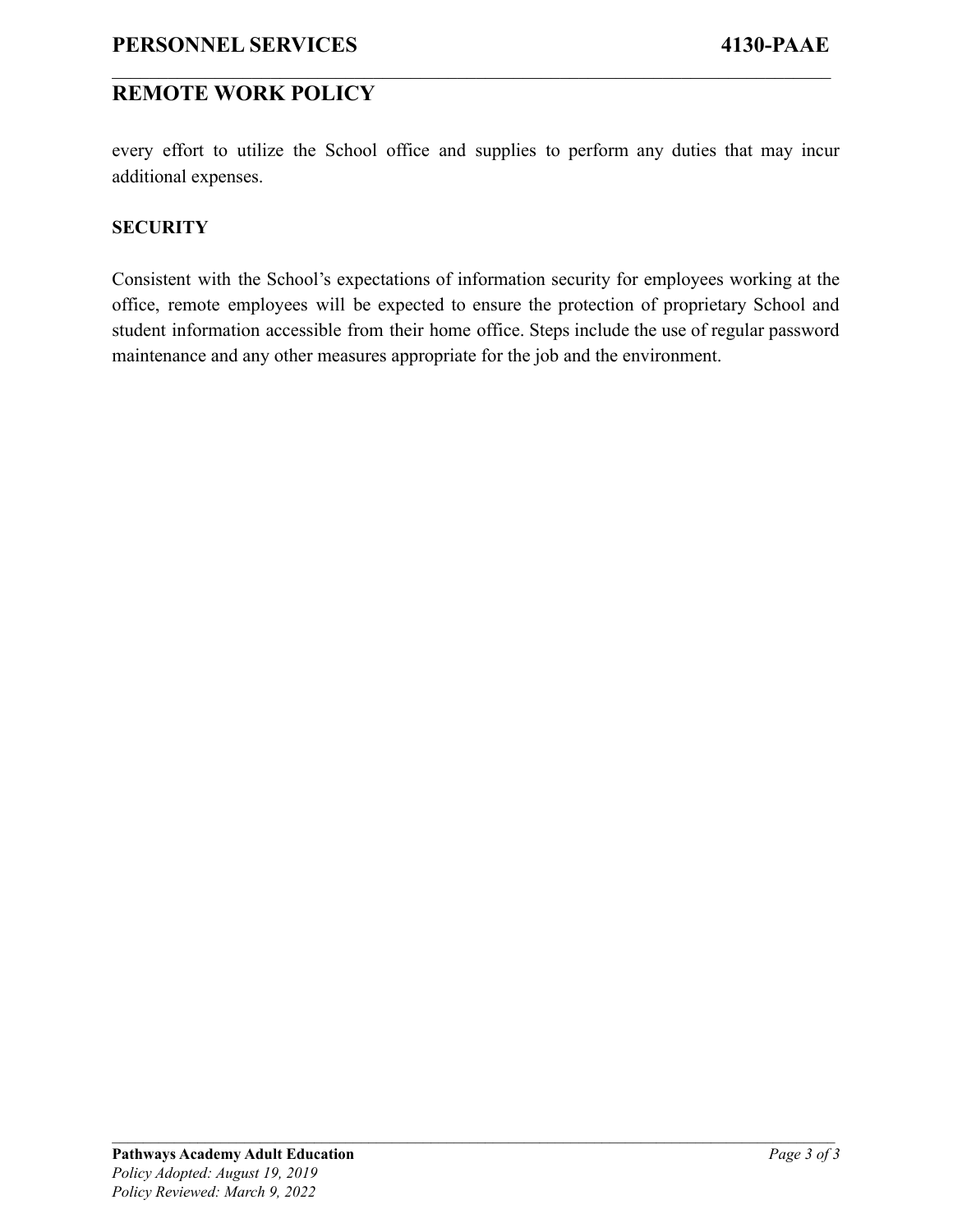every effort to utilize the School office and supplies to perform any duties that may incur additional expenses.

**SECURITY**

Consistent with the School's expectations of information security for employees working at the office, remote employees will be expected to ensure the protection of proprietary School and student information accessible from their home office. Steps include the use of regular password maintenance and any other measures appropriate for the job and the environment.